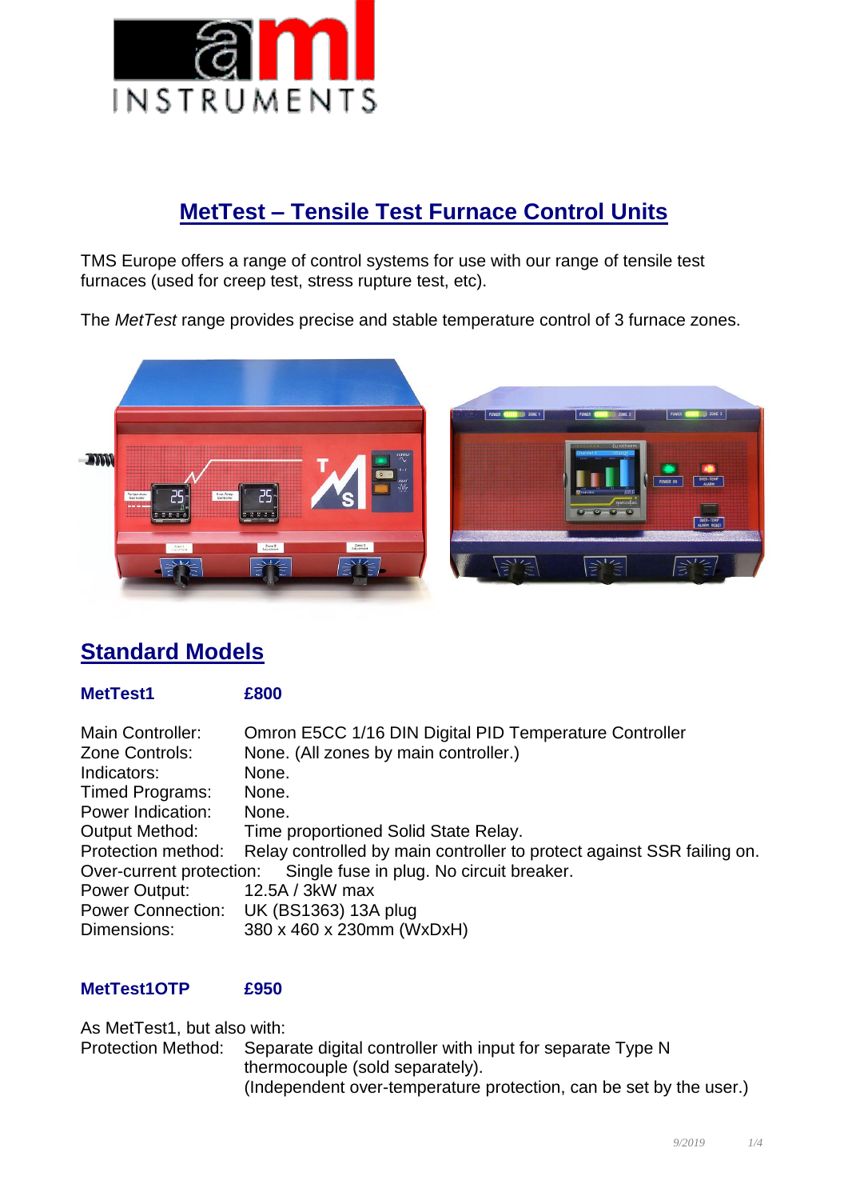# MetTest – Tensile Test Furnace Control Units

TMS Europe offers a range of control systems for use with our range of tensile test furnaces (used for creep test, stress rupture test, etc).

The *MetTest* range provides precise and stable temperature control of 3 furnace zones.

## Standard Models

**MetTest1** **£800**

Main Controller: Omron E5CC 1/16 DIN Digital PID Temperature Controller
Zone Controls: None. (All zones by main controller.)
Indicators: None.
Timed Programs: None.
Power Indication: None.
Output Method: Time proportioned Solid State Relay.
Protection method: Relay controlled by main controller to protect against SSR failing on.
Over-current protection: Single fuse in plug. No circuit breaker.
Power Output: 12.5A / 3kW max
Power Connection: UK (BS1363) 13A plug
Dimensions: 380 x 460 x 230mm (WxDxH)

**MetTest1OTP** **£950**

As MetTest1, but also with:
Protection Method: Separate digital controller with input for separate Type N thermocouple (sold separately).
(Independent over-temperature protection, can be set by the user.)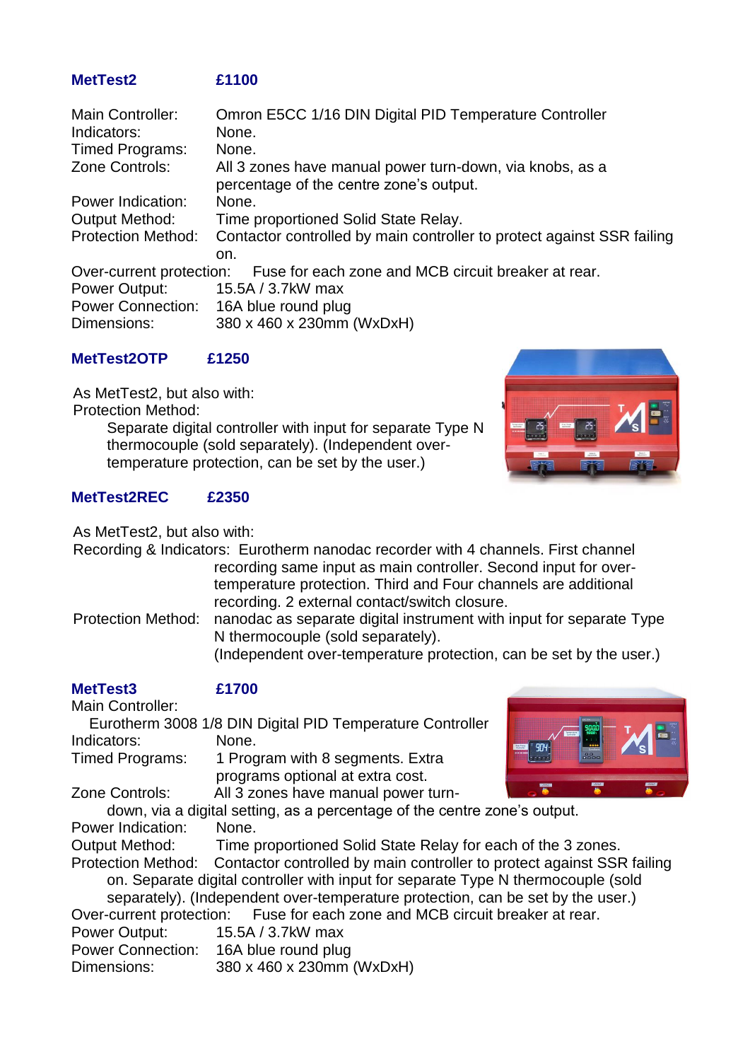**MetTest2 £1100**

Main Controller: Omron E5CC 1/16 DIN Digital PID Temperature Controller
Indicators: None.
Timed Programs: None.
Zone Controls: All 3 zones have manual power turn-down, via knobs, as a percentage of the centre zone's output.
Power Indication: None.
Output Method: Time proportioned Solid State Relay.
Protection Method: Contactor controlled by main controller to protect against SSR failing on.
Over-current protection: Fuse for each zone and MCB circuit breaker at rear.
Power Output: 15.5A / 3.7kW max
Power Connection: 16A blue round plug
Dimensions: 380 x 460 x 230mm (WxDxH)

**MetTest2OTP £1250**

As MetTest2, but also with:
Protection Method:
Separate digital controller with input for separate Type N thermocouple (sold separately). (Independent over-temperature protection, can be set by the user.)

**MetTest2REC £2350**

As MetTest2, but also with:
Recording & Indicators: Eurotherm nanodac recorder with 4 channels. First channel recording same input as main controller. Second input for over-temperature protection. Third and Four channels are additional recording. 2 external contact/switch closure.
Protection Method: nanodac as separate digital instrument with input for separate Type N thermocouple (sold separately).
(Independent over-temperature protection, can be set by the user.)

**MetTest3 £1700**

Main Controller:
Eurotherm 3008 1/8 DIN Digital PID Temperature Controller
Indicators: None.
Timed Programs: 1 Program with 8 segments. Extra programs optional at extra cost.
Zone Controls: All 3 zones have manual power turn-down, via a digital setting, as a percentage of the centre zone's output.
Power Indication: None.
Output Method: Time proportioned Solid State Relay for each of the 3 zones.
Protection Method: Contactor controlled by main controller to protect against SSR failing on. Separate digital controller with input for separate Type N thermocouple (sold separately). (Independent over-temperature protection, can be set by the user.)
Over-current protection: Fuse for each zone and MCB circuit breaker at rear.
Power Output: 15.5A / 3.7kW max
Power Connection: 16A blue round plug
Dimensions: 380 x 460 x 230mm (WxDxH)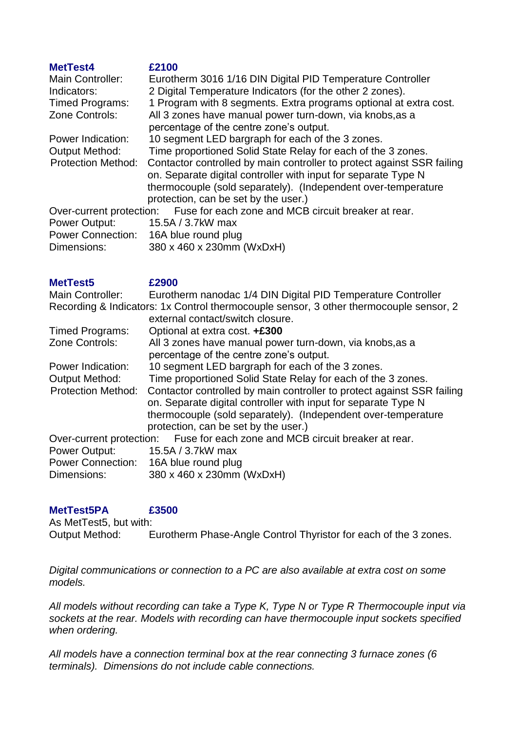**MetTest4** **£2100**

Main Controller: Eurotherm 3016 1/16 DIN Digital PID Temperature Controller
Indicators: 2 Digital Temperature Indicators (for the other 2 zones).
Timed Programs: 1 Program with 8 segments. Extra programs optional at extra cost.
Zone Controls: All 3 zones have manual power turn-down, via knobs,as a percentage of the centre zone's output.
Power Indication: 10 segment LED bargraph for each of the 3 zones.
Output Method: Time proportioned Solid State Relay for each of the 3 zones.
Protection Method: Contactor controlled by main controller to protect against SSR failing on. Separate digital controller with input for separate Type N thermocouple (sold separately). (Independent over-temperature protection, can be set by the user.)
Over-current protection: Fuse for each zone and MCB circuit breaker at rear.
Power Output: 15.5A / 3.7kW max
Power Connection: 16A blue round plug
Dimensions: 380 x 460 x 230mm (WxDxH)

**MetTest5** **£2900**

Main Controller: Eurotherm nanodac 1/4 DIN Digital PID Temperature Controller
Recording & Indicators: 1x Control thermocouple sensor, 3 other thermocouple sensor, 2 external contact/switch closure.
Timed Programs: Optional at extra cost. **+£300**
Zone Controls: All 3 zones have manual power turn-down, via knobs,as a percentage of the centre zone's output.
Power Indication: 10 segment LED bargraph for each of the 3 zones.
Output Method: Time proportioned Solid State Relay for each of the 3 zones.
Protection Method: Contactor controlled by main controller to protect against SSR failing on. Separate digital controller with input for separate Type N thermocouple (sold separately). (Independent over-temperature protection, can be set by the user.)
Over-current protection: Fuse for each zone and MCB circuit breaker at rear.
Power Output: 15.5A / 3.7kW max
Power Connection: 16A blue round plug
Dimensions: 380 x 460 x 230mm (WxDxH)

**MetTest5PA** **£3500**

As MetTest5, but with:
Output Method: Eurotherm Phase-Angle Control Thyristor for each of the 3 zones.

*Digital communications or connection to a PC are also available at extra cost on some models.*

*All models without recording can take a Type K, Type N or Type R Thermocouple input via sockets at the rear. Models with recording can have thermocouple input sockets specified when ordering.*

*All models have a connection terminal box at the rear connecting 3 furnace zones (6 terminals). Dimensions do not include cable connections.*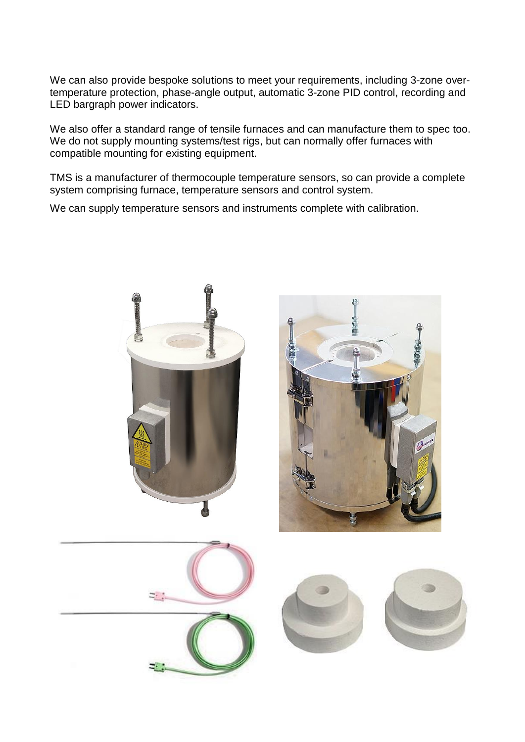We can also provide bespoke solutions to meet your requirements, including 3-zone over-temperature protection, phase-angle output, automatic 3-zone PID control, recording and LED bargraph power indicators.

We also offer a standard range of tensile furnaces and can manufacture them to spec too. We do not supply mounting systems/test rigs, but can normally offer furnaces with compatible mounting for existing equipment.

TMS is a manufacturer of thermocouple temperature sensors, so can provide a complete system comprising furnace, temperature sensors and control system.

We can supply temperature sensors and instruments complete with calibration.